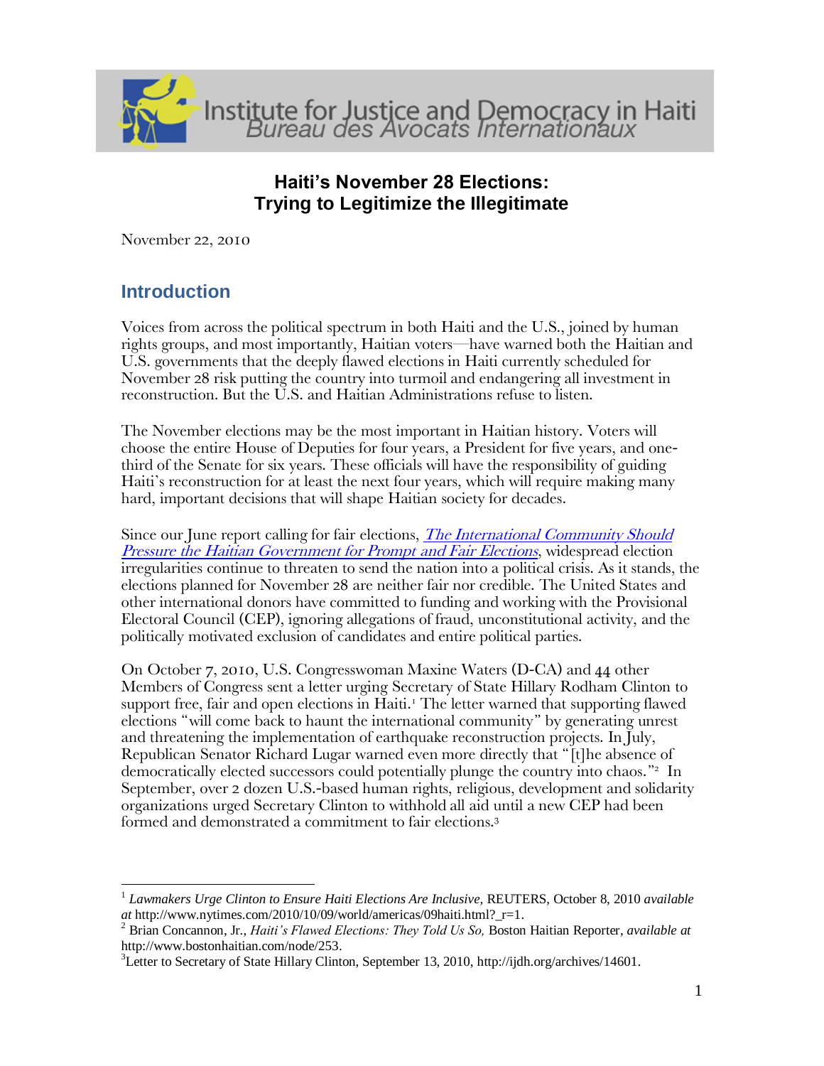Institute for Justice and Democracy in Haiti
*Bureau des Avocats Internationaux*

# Haiti's November 28 Elections: Trying to Legitimize the Illegitimate

November 22, 2010

## Introduction

Voices from across the political spectrum in both Haiti and the U.S., joined by human rights groups, and most importantly, Haitian voters—have warned both the Haitian and U.S. governments that the deeply flawed elections in Haiti currently scheduled for November 28 risk putting the country into turmoil and endangering all investment in reconstruction. But the U.S. and Haitian Administrations refuse to listen.

The November elections may be the most important in Haitian history. Voters will choose the entire House of Deputies for four years, a President for five years, and one-third of the Senate for six years. These officials will have the responsibility of guiding Haiti's reconstruction for at least the next four years, which will require making many hard, important decisions that will shape Haitian society for decades.

Since our June report calling for fair elections, *The International Community Should Pressure the Haitian Government for Prompt and Fair Elections*, widespread election irregularities continue to threaten to send the nation into a political crisis. As it stands, the elections planned for November 28 are neither fair nor credible. The United States and other international donors have committed to funding and working with the Provisional Electoral Council (CEP), ignoring allegations of fraud, unconstitutional activity, and the politically motivated exclusion of candidates and entire political parties.

On October 7, 2010, U.S. Congresswoman Maxine Waters (D-CA) and 44 other Members of Congress sent a letter urging Secretary of State Hillary Rodham Clinton to support free, fair and open elections in Haiti.[1] The letter warned that supporting flawed elections "will come back to haunt the international community" by generating unrest and threatening the implementation of earthquake reconstruction projects. In July, Republican Senator Richard Lugar warned even more directly that "[t]he absence of democratically elected successors could potentially plunge the country into chaos."[2] In September, over 2 dozen U.S.-based human rights, religious, development and solidarity organizations urged Secretary Clinton to withhold all aid until a new CEP had been formed and demonstrated a commitment to fair elections.[3]

---

[1] *Lawmakers Urge Clinton to Ensure Haiti Elections Are Inclusive,* REUTERS, October 8, 2010 *available at* http://www.nytimes.com/2010/10/09/world/americas/09haiti.html?_r=1.

[2] Brian Concannon, Jr., *Haiti's Flawed Elections: They Told Us So,* Boston Haitian Reporter, *available at* http://www.bostonhaitian.com/node/253.

[3] Letter to Secretary of State Hillary Clinton, September 13, 2010, http://ijdh.org/archives/14601.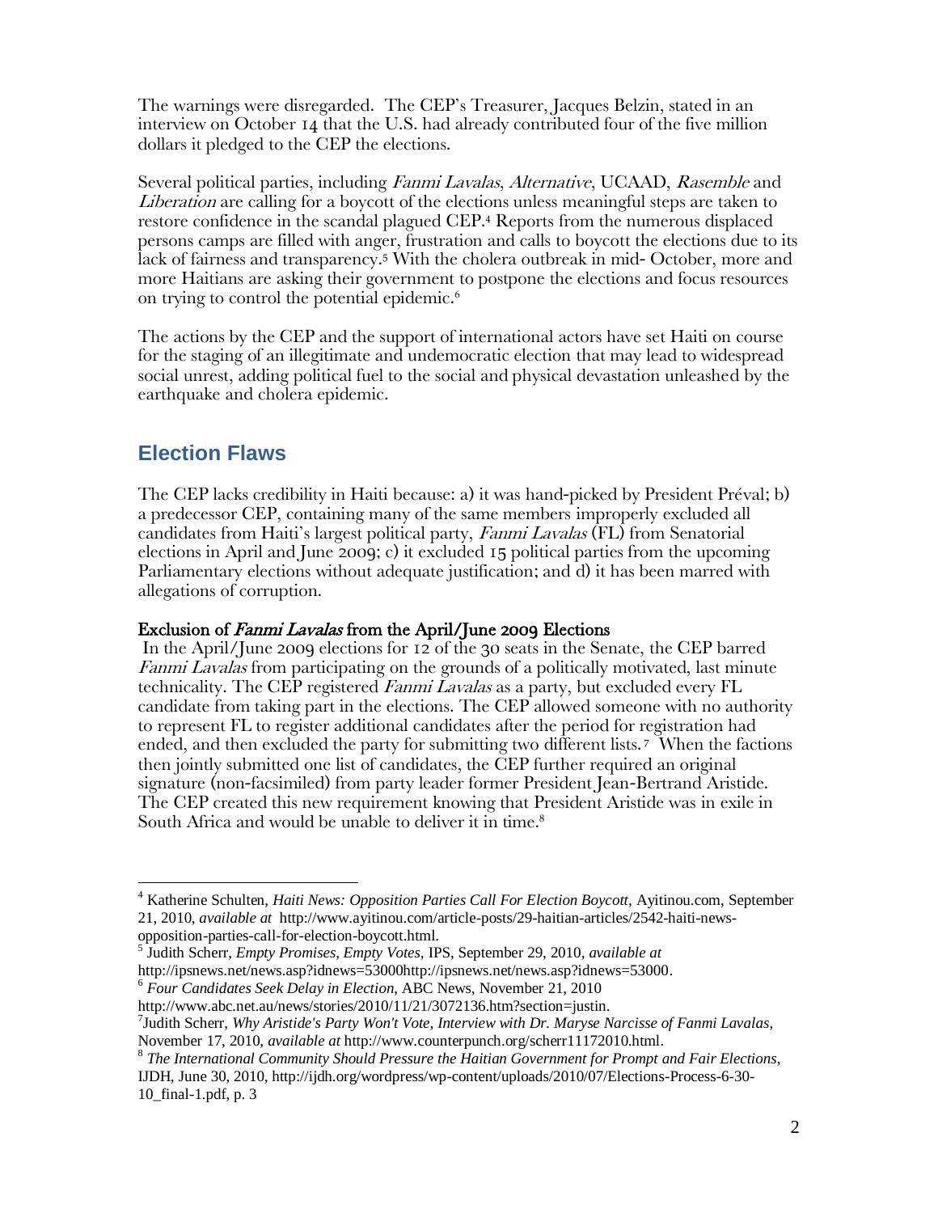The warnings were disregarded. The CEP's Treasurer, Jacques Belzin, stated in an interview on October 14 that the U.S. had already contributed four of the five million dollars it pledged to the CEP the elections.

Several political parties, including *Fanmi Lavalas*, *Alternative*, UCAAD, *Rasemble* and *Liberation* are calling for a boycott of the elections unless meaningful steps are taken to restore confidence in the scandal plagued CEP.[4] Reports from the numerous displaced persons camps are filled with anger, frustration and calls to boycott the elections due to its lack of fairness and transparency.[5] With the cholera outbreak in mid- October, more and more Haitians are asking their government to postpone the elections and focus resources on trying to control the potential epidemic.[6]

The actions by the CEP and the support of international actors have set Haiti on course for the staging of an illegitimate and undemocratic election that may lead to widespread social unrest, adding political fuel to the social and physical devastation unleashed by the earthquake and cholera epidemic.

## Election Flaws

The CEP lacks credibility in Haiti because: a) it was hand-picked by President Préval; b) a predecessor CEP, containing many of the same members improperly excluded all candidates from Haiti's largest political party, *Fanmi Lavalas* (FL) from Senatorial elections in April and June 2009; c) it excluded 15 political parties from the upcoming Parliamentary elections without adequate justification; and d) it has been marred with allegations of corruption.

### Exclusion of *Fanmi Lavalas* from the April/June 2009 Elections

In the April/June 2009 elections for 12 of the 30 seats in the Senate, the CEP barred *Fanmi Lavalas* from participating on the grounds of a politically motivated, last minute technicality. The CEP registered *Fanmi Lavalas* as a party, but excluded every FL candidate from taking part in the elections. The CEP allowed someone with no authority to represent FL to register additional candidates after the period for registration had ended, and then excluded the party for submitting two different lists.[7] When the factions then jointly submitted one list of candidates, the CEP further required an original signature (non-facsimiled) from party leader former President Jean-Bertrand Aristide. The CEP created this new requirement knowing that President Aristide was in exile in South Africa and would be unable to deliver it in time.[8]

---

[4] Katherine Schulten, *Haiti News: Opposition Parties Call For Election Boycott,* Ayitinou.com, September 21, 2010, *available at* http://www.ayitinou.com/article-posts/29-haitian-articles/2542-haiti-news-opposition-parties-call-for-election-boycott.html.

[5] Judith Scherr, *Empty Promises, Empty Votes,* IPS, September 29, 2010, *available at* http://ipsnews.net/news.asp?idnews=53000http://ipsnews.net/news.asp?idnews=53000.

[6] *Four Candidates Seek Delay in Election*, ABC News, November 21, 2010 http://www.abc.net.au/news/stories/2010/11/21/3072136.htm?section=justin.

[7] Judith Scherr, *Why Aristide's Party Won't Vote, Interview with Dr. Maryse Narcisse of Fanmi Lavalas*, November 17, 2010, *available at* http://www.counterpunch.org/scherr11172010.html.

[8] *The International Community Should Pressure the Haitian Government for Prompt and Fair Elections*, IJDH, June 30, 2010, http://ijdh.org/wordpress/wp-content/uploads/2010/07/Elections-Process-6-30-10_final-1.pdf, p. 3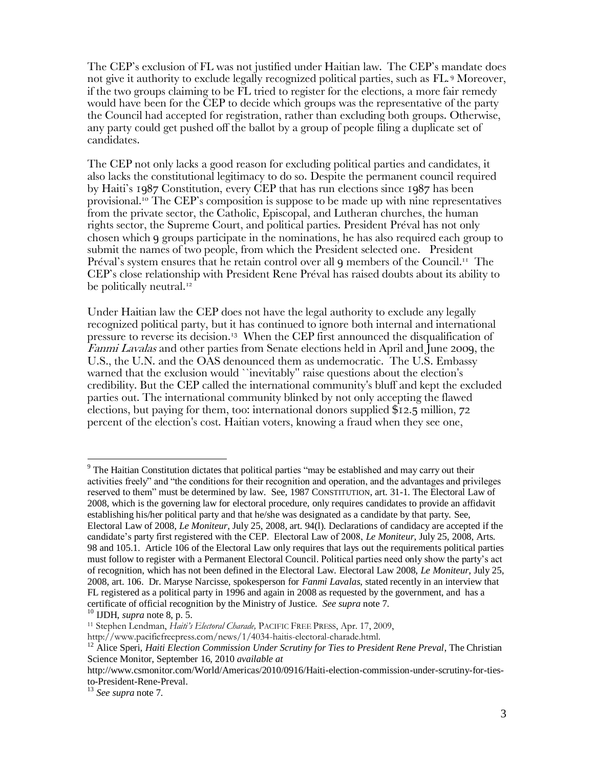The CEP's exclusion of FL was not justified under Haitian law. The CEP's mandate does not give it authority to exclude legally recognized political parties, such as FL.[9] Moreover, if the two groups claiming to be FL tried to register for the elections, a more fair remedy would have been for the CEP to decide which groups was the representative of the party the Council had accepted for registration, rather than excluding both groups. Otherwise, any party could get pushed off the ballot by a group of people filing a duplicate set of candidates.

The CEP not only lacks a good reason for excluding political parties and candidates, it also lacks the constitutional legitimacy to do so. Despite the permanent council required by Haiti's 1987 Constitution, every CEP that has run elections since 1987 has been provisional.[10] The CEP's composition is suppose to be made up with nine representatives from the private sector, the Catholic, Episcopal, and Lutheran churches, the human rights sector, the Supreme Court, and political parties. President Préval has not only chosen which 9 groups participate in the nominations, he has also required each group to submit the names of two people, from which the President selected one. President Préval's system ensures that he retain control over all 9 members of the Council.[11] The CEP's close relationship with President Rene Préval has raised doubts about its ability to be politically neutral.[12]

Under Haitian law the CEP does not have the legal authority to exclude any legally recognized political party, but it has continued to ignore both internal and international pressure to reverse its decision.[13] When the CEP first announced the disqualification of *Fanmi Lavalas* and other parties from Senate elections held in April and June 2009, the U.S., the U.N. and the OAS denounced them as undemocratic. The U.S. Embassy warned that the exclusion would ``inevitably'' raise questions about the election's credibility. But the CEP called the international community's bluff and kept the excluded parties out. The international community blinked by not only accepting the flawed elections, but paying for them, too: international donors supplied $12.5 million, 72 percent of the election's cost. Haitian voters, knowing a fraud when they see one,

---

[9] The Haitian Constitution dictates that political parties "may be established and may carry out their activities freely" and "the conditions for their recognition and operation, and the advantages and privileges reserved to them" must be determined by law. See, 1987 CONSTITUTION, art. 31-1. The Electoral Law of 2008, which is the governing law for electoral procedure, only requires candidates to provide an affidavit establishing his/her political party and that he/she was designated as a candidate by that party. See, Electoral Law of 2008, *Le Moniteur*, July 25, 2008, art. 94(l). Declarations of candidacy are accepted if the candidate's party first registered with the CEP. Electoral Law of 2008, *Le Moniteur*, July 25, 2008, Arts. 98 and 105.1. Article 106 of the Electoral Law only requires that lays out the requirements political parties must follow to register with a Permanent Electoral Council. Political parties need only show the party's act of recognition, which has not been defined in the Electoral Law. Electoral Law 2008, *Le Moniteur*, July 25, 2008, art. 106. Dr. Maryse Narcisse, spokesperson for *Fanmi Lavalas*, stated recently in an interview that FL registered as a political party in 1996 and again in 2008 as requested by the government, and has a certificate of official recognition by the Ministry of Justice. *See supra* note 7.

[10] IJDH, *supra* note 8, p. 5.

[11] Stephen Lendman, *Haiti's Electoral Charade,* PACIFIC FREE PRESS, Apr. 17, 2009, http://www.pacificfreepress.com/news/1/4034-haitis-electoral-charade.html.

[12] Alice Speri, *Haiti Election Commission Under Scrutiny for Ties to President Rene Preval*, The Christian Science Monitor, September 16, 2010 *available at* http://www.csmonitor.com/World/Americas/2010/0916/Haiti-election-commission-under-scrutiny-for-ties-to-President-Rene-Preval.

[13] *See supra* note 7.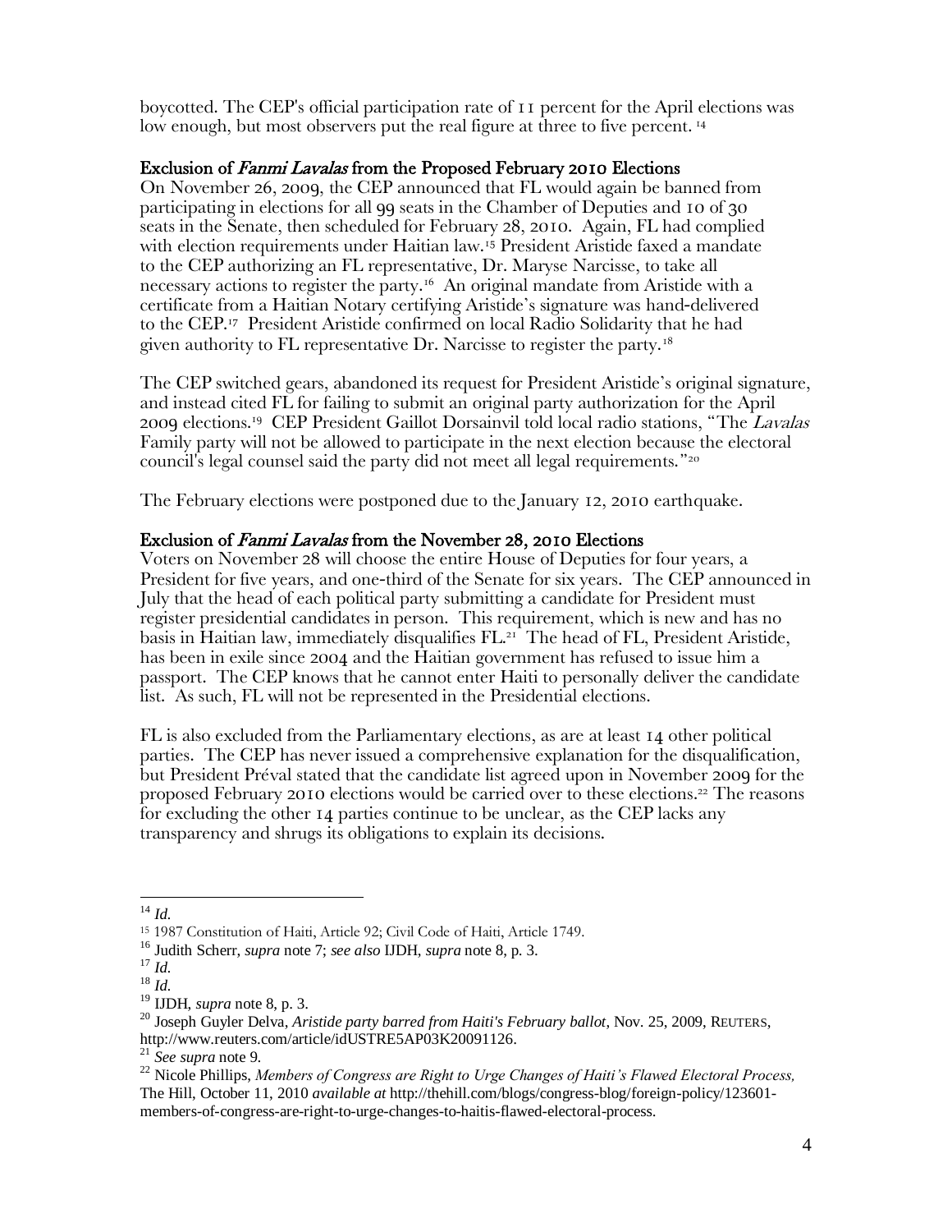boycotted. The CEP's official participation rate of 11 percent for the April elections was low enough, but most observers put the real figure at three to five percent. [14]

### Exclusion of *Fanmi Lavalas* from the Proposed February 2010 Elections

On November 26, 2009, the CEP announced that FL would again be banned from participating in elections for all 99 seats in the Chamber of Deputies and 10 of 30 seats in the Senate, then scheduled for February 28, 2010. Again, FL had complied with election requirements under Haitian law.[15] President Aristide faxed a mandate to the CEP authorizing an FL representative, Dr. Maryse Narcisse, to take all necessary actions to register the party.[16] An original mandate from Aristide with a certificate from a Haitian Notary certifying Aristide's signature was hand-delivered to the CEP.[17] President Aristide confirmed on local Radio Solidarity that he had given authority to FL representative Dr. Narcisse to register the party.[18]

The CEP switched gears, abandoned its request for President Aristide's original signature, and instead cited FL for failing to submit an original party authorization for the April 2009 elections.[19] CEP President Gaillot Dorsainvil told local radio stations, "The *Lavalas* Family party will not be allowed to participate in the next election because the electoral council's legal counsel said the party did not meet all legal requirements."[20]

The February elections were postponed due to the January 12, 2010 earthquake.

### Exclusion of *Fanmi Lavalas* from the November 28, 2010 Elections

Voters on November 28 will choose the entire House of Deputies for four years, a President for five years, and one-third of the Senate for six years. The CEP announced in July that the head of each political party submitting a candidate for President must register presidential candidates in person. This requirement, which is new and has no basis in Haitian law, immediately disqualifies FL.[21] The head of FL, President Aristide, has been in exile since 2004 and the Haitian government has refused to issue him a passport. The CEP knows that he cannot enter Haiti to personally deliver the candidate list. As such, FL will not be represented in the Presidential elections.

FL is also excluded from the Parliamentary elections, as are at least 14 other political parties. The CEP has never issued a comprehensive explanation for the disqualification, but President Préval stated that the candidate list agreed upon in November 2009 for the proposed February 2010 elections would be carried over to these elections.[22] The reasons for excluding the other 14 parties continue to be unclear, as the CEP lacks any transparency and shrugs its obligations to explain its decisions.

---

[14] *Id.*

[15] 1987 Constitution of Haiti, Article 92; Civil Code of Haiti, Article 1749.

[16] Judith Scherr, *supra* note 7; *see also* IJDH, *supra* note 8, p. 3.

[17] *Id.*

[18] *Id.*

[19] IJDH, *supra* note 8, p. 3.

[20] Joseph Guyler Delva, *Aristide party barred from Haiti's February ballot*, Nov. 25, 2009, REUTERS, http://www.reuters.com/article/idUSTRE5AP03K20091126.

[21] *See supra* note 9.

[22] Nicole Phillips, *Members of Congress are Right to Urge Changes of Haiti's Flawed Electoral Process,* The Hill, October 11, 2010 *available at* http://thehill.com/blogs/congress-blog/foreign-policy/123601-members-of-congress-are-right-to-urge-changes-to-haitis-flawed-electoral-process.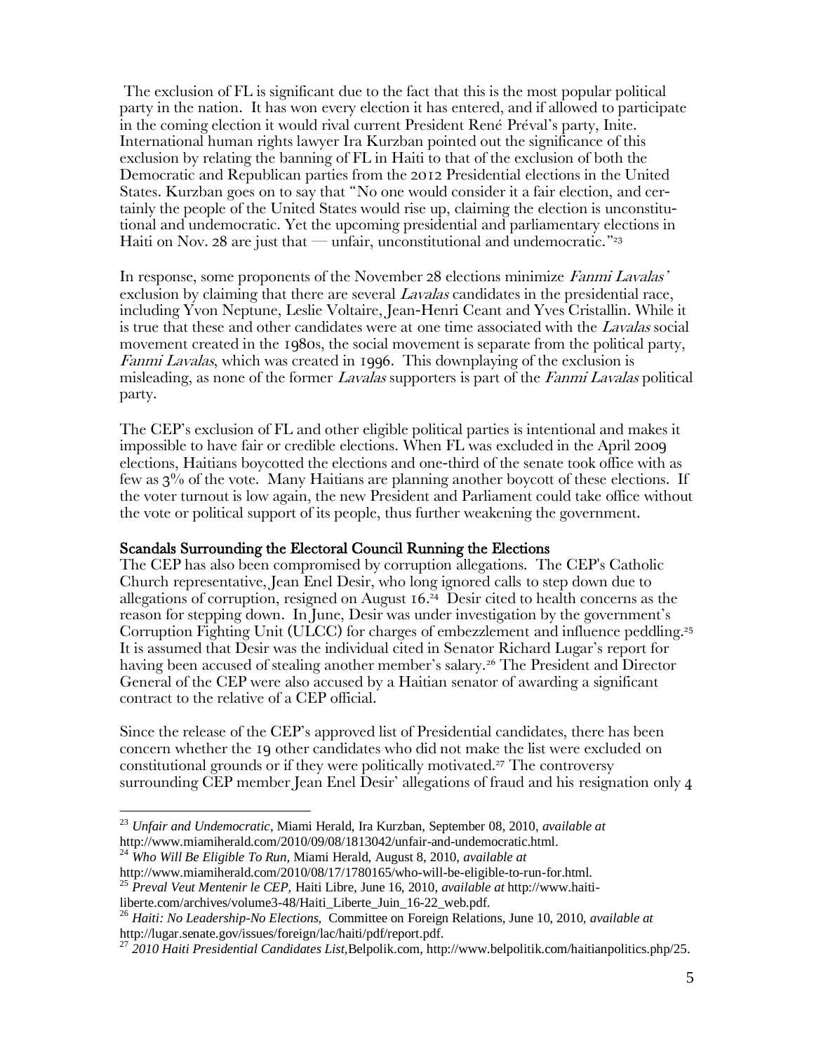The exclusion of FL is significant due to the fact that this is the most popular political party in the nation. It has won every election it has entered, and if allowed to participate in the coming election it would rival current President René Préval's party, Inite. International human rights lawyer Ira Kurzban pointed out the significance of this exclusion by relating the banning of FL in Haiti to that of the exclusion of both the Democratic and Republican parties from the 2012 Presidential elections in the United States. Kurzban goes on to say that "No one would consider it a fair election, and certainly the people of the United States would rise up, claiming the election is unconstitutional and undemocratic. Yet the upcoming presidential and parliamentary elections in Haiti on Nov. 28 are just that — unfair, unconstitutional and undemocratic."[23]

In response, some proponents of the November 28 elections minimize *Fanmi Lavalas'* exclusion by claiming that there are several *Lavalas* candidates in the presidential race, including Yvon Neptune, Leslie Voltaire, Jean-Henri Ceant and Yves Cristallin. While it is true that these and other candidates were at one time associated with the *Lavalas* social movement created in the 1980s, the social movement is separate from the political party, *Fanmi Lavalas*, which was created in 1996. This downplaying of the exclusion is misleading, as none of the former *Lavalas* supporters is part of the *Fanmi Lavalas* political party.

The CEP's exclusion of FL and other eligible political parties is intentional and makes it impossible to have fair or credible elections. When FL was excluded in the April 2009 elections, Haitians boycotted the elections and one-third of the senate took office with as few as 3% of the vote. Many Haitians are planning another boycott of these elections. If the voter turnout is low again, the new President and Parliament could take office without the vote or political support of its people, thus further weakening the government.

### Scandals Surrounding the Electoral Council Running the Elections

The CEP has also been compromised by corruption allegations. The CEP's Catholic Church representative, Jean Enel Desir, who long ignored calls to step down due to allegations of corruption, resigned on August 16.[24] Desir cited to health concerns as the reason for stepping down. In June, Desir was under investigation by the government's Corruption Fighting Unit (ULCC) for charges of embezzlement and influence peddling.[25] It is assumed that Desir was the individual cited in Senator Richard Lugar's report for having been accused of stealing another member's salary.[26] The President and Director General of the CEP were also accused by a Haitian senator of awarding a significant contract to the relative of a CEP official.

Since the release of the CEP's approved list of Presidential candidates, there has been concern whether the 19 other candidates who did not make the list were excluded on constitutional grounds or if they were politically motivated.[27] The controversy surrounding CEP member Jean Enel Desir' allegations of fraud and his resignation only 4

---

[23] *Unfair and Undemocratic*, Miami Herald, Ira Kurzban, September 08, 2010, *available at* http://www.miamiherald.com/2010/09/08/1813042/unfair-and-undemocratic.html.

[24] *Who Will Be Eligible To Run*, Miami Herald, August 8, 2010, *available at* http://www.miamiherald.com/2010/08/17/1780165/who-will-be-eligible-to-run-for.html.

[25] *Preval Veut Mentenir le CEP*, Haiti Libre, June 16, 2010, *available at* http://www.haiti-liberte.com/archives/volume3-48/Haiti_Liberte_Juin_16-22_web.pdf.

[26] *Haiti: No Leadership-No Elections*, Committee on Foreign Relations, June 10, 2010, *available at* http://lugar.senate.gov/issues/foreign/lac/haiti/pdf/report.pdf.

[27] *2010 Haiti Presidential Candidates List*, Belpolik.com, http://www.belpolitik.com/haitianpolitics.php/25.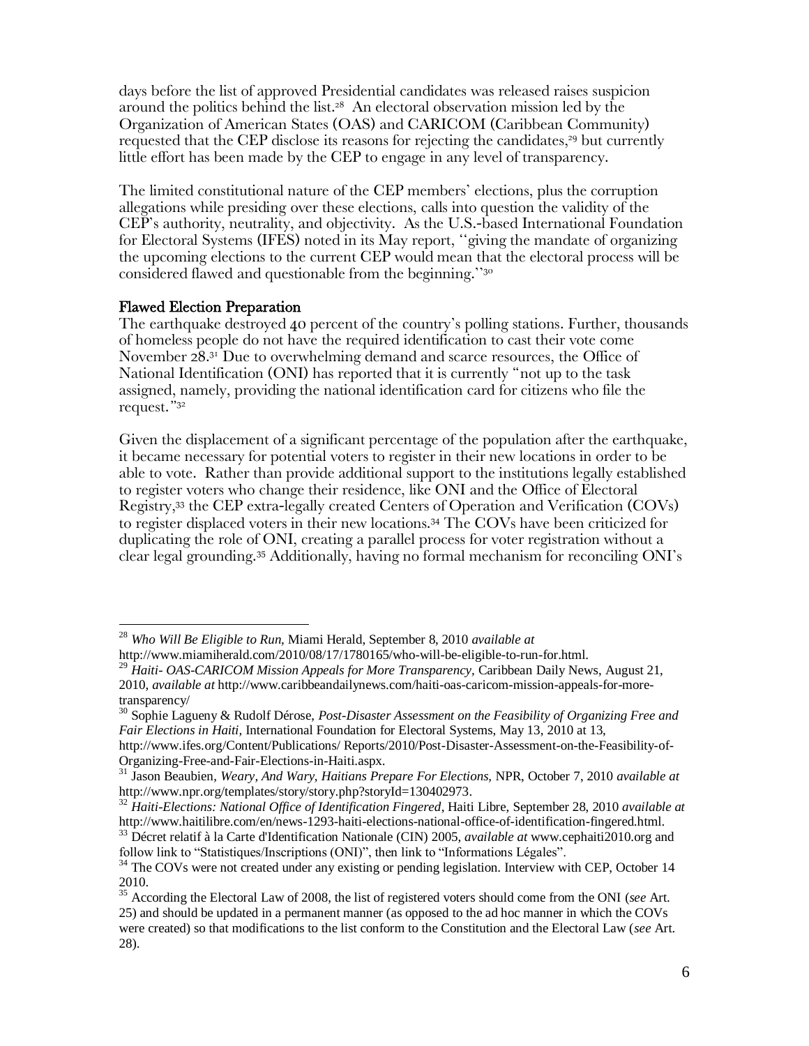days before the list of approved Presidential candidates was released raises suspicion around the politics behind the list.[28] An electoral observation mission led by the Organization of American States (OAS) and CARICOM (Caribbean Community) requested that the CEP disclose its reasons for rejecting the candidates,[29] but currently little effort has been made by the CEP to engage in any level of transparency.

The limited constitutional nature of the CEP members' elections, plus the corruption allegations while presiding over these elections, calls into question the validity of the CEP's authority, neutrality, and objectivity. As the U.S.-based International Foundation for Electoral Systems (IFES) noted in its May report, ''giving the mandate of organizing the upcoming elections to the current CEP would mean that the electoral process will be considered flawed and questionable from the beginning.''[30]

### Flawed Election Preparation

The earthquake destroyed 40 percent of the country's polling stations. Further, thousands of homeless people do not have the required identification to cast their vote come November 28.[31] Due to overwhelming demand and scarce resources, the Office of National Identification (ONI) has reported that it is currently "not up to the task assigned, namely, providing the national identification card for citizens who file the request."[32]

Given the displacement of a significant percentage of the population after the earthquake, it became necessary for potential voters to register in their new locations in order to be able to vote. Rather than provide additional support to the institutions legally established to register voters who change their residence, like ONI and the Office of Electoral Registry,[33] the CEP extra-legally created Centers of Operation and Verification (COVs) to register displaced voters in their new locations.[34] The COVs have been criticized for duplicating the role of ONI, creating a parallel process for voter registration without a clear legal grounding.[35] Additionally, having no formal mechanism for reconciling ONI's

---

[28] *Who Will Be Eligible to Run*, Miami Herald, September 8, 2010 *available at* http://www.miamiherald.com/2010/08/17/1780165/who-will-be-eligible-to-run-for.html.

[29] *Haiti- OAS-CARICOM Mission Appeals for More Transparency,* Caribbean Daily News, August 21, 2010, *available at* http://www.caribbeandailynews.com/haiti-oas-caricom-mission-appeals-for-more-transparency/

[30] Sophie Lagueny & Rudolf Dérose, *Post-Disaster Assessment on the Feasibility of Organizing Free and Fair Elections in Haiti,* International Foundation for Electoral Systems, May 13, 2010 at 13, http://www.ifes.org/Content/Publications/ Reports/2010/Post-Disaster-Assessment-on-the-Feasibility-of-Organizing-Free-and-Fair-Elections-in-Haiti.aspx.

[31] Jason Beaubien, *Weary, And Wary, Haitians Prepare For Elections,* NPR, October 7, 2010 *available at* http://www.npr.org/templates/story/story.php?storyId=130402973.

[32] *Haiti-Elections: National Office of Identification Fingered*, Haiti Libre, September 28, 2010 *available at* http://www.haitilibre.com/en/news-1293-haiti-elections-national-office-of-identification-fingered.html.

[33] Décret relatif à la Carte d'Identification Nationale (CIN) 2005, *available at* www.cephaiti2010.org and follow link to "Statistiques/Inscriptions (ONI)", then link to "Informations Légales".

[34] The COVs were not created under any existing or pending legislation. Interview with CEP, October 14 2010.

[35] According the Electoral Law of 2008, the list of registered voters should come from the ONI (*see* Art. 25) and should be updated in a permanent manner (as opposed to the ad hoc manner in which the COVs were created) so that modifications to the list conform to the Constitution and the Electoral Law (*see* Art. 28).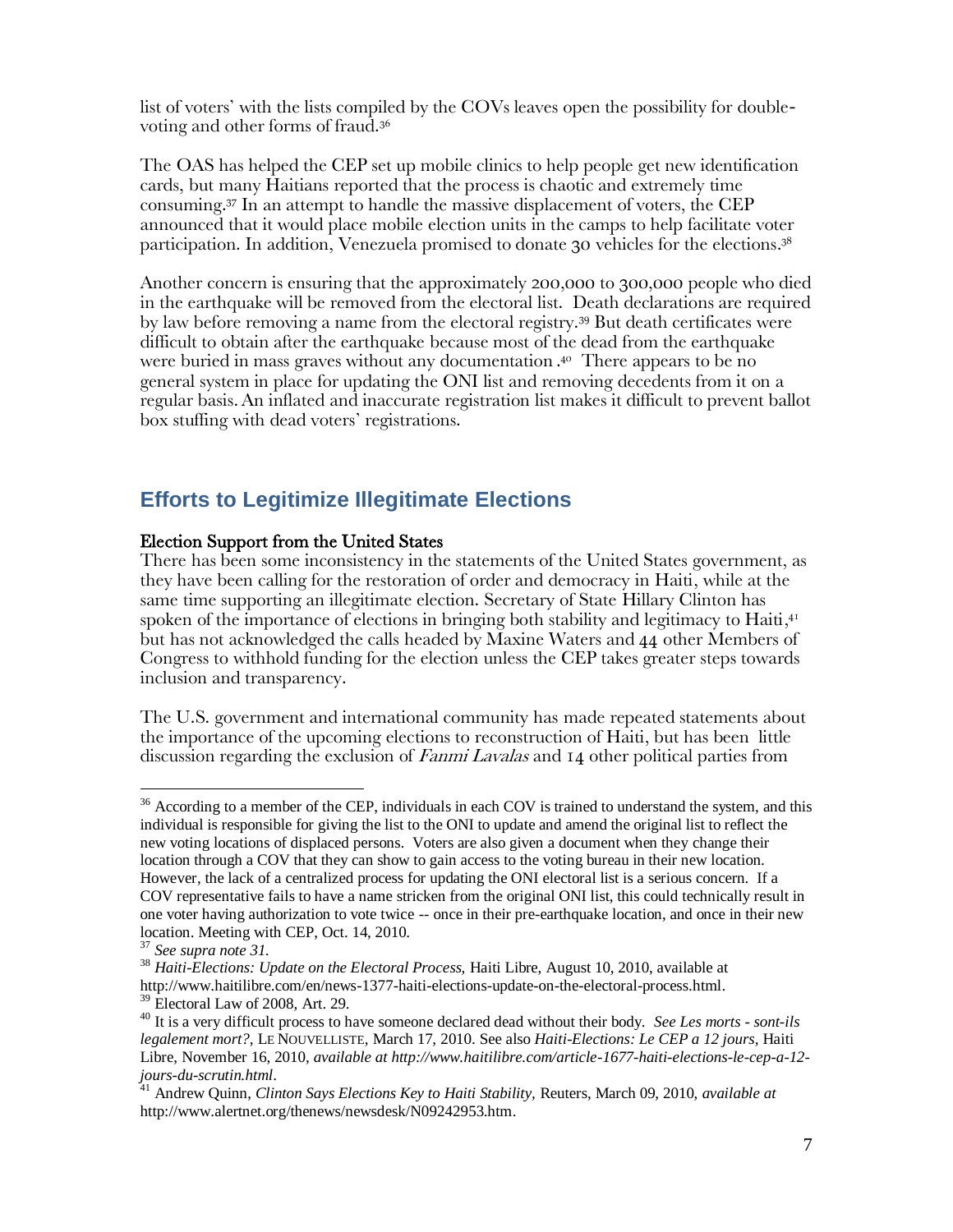list of voters' with the lists compiled by the COVs leaves open the possibility for double-voting and other forms of fraud.[36]

The OAS has helped the CEP set up mobile clinics to help people get new identification cards, but many Haitians reported that the process is chaotic and extremely time consuming.[37] In an attempt to handle the massive displacement of voters, the CEP announced that it would place mobile election units in the camps to help facilitate voter participation. In addition, Venezuela promised to donate 30 vehicles for the elections.[38]

Another concern is ensuring that the approximately 200,000 to 300,000 people who died in the earthquake will be removed from the electoral list. Death declarations are required by law before removing a name from the electoral registry.[39] But death certificates were difficult to obtain after the earthquake because most of the dead from the earthquake were buried in mass graves without any documentation .[40] There appears to be no general system in place for updating the ONI list and removing decedents from it on a regular basis. An inflated and inaccurate registration list makes it difficult to prevent ballot box stuffing with dead voters' registrations.

## Efforts to Legitimize Illegitimate Elections

**Election Support from the United States**

There has been some inconsistency in the statements of the United States government, as they have been calling for the restoration of order and democracy in Haiti, while at the same time supporting an illegitimate election. Secretary of State Hillary Clinton has spoken of the importance of elections in bringing both stability and legitimacy to Haiti,[41] but has not acknowledged the calls headed by Maxine Waters and 44 other Members of Congress to withhold funding for the election unless the CEP takes greater steps towards inclusion and transparency.

The U.S. government and international community has made repeated statements about the importance of the upcoming elections to reconstruction of Haiti, but has been little discussion regarding the exclusion of *Fanmi Lavalas* and 14 other political parties from

---

[36] According to a member of the CEP, individuals in each COV is trained to understand the system, and this individual is responsible for giving the list to the ONI to update and amend the original list to reflect the new voting locations of displaced persons. Voters are also given a document when they change their location through a COV that they can show to gain access to the voting bureau in their new location. However, the lack of a centralized process for updating the ONI electoral list is a serious concern. If a COV representative fails to have a name stricken from the original ONI list, this could technically result in one voter having authorization to vote twice -- once in their pre-earthquake location, and once in their new location. Meeting with CEP, Oct. 14, 2010.

[37] *See supra note 31.*

[38] *Haiti-Elections: Update on the Electoral Process,* Haiti Libre, August 10, 2010, available at http://www.haitilibre.com/en/news-1377-haiti-elections-update-on-the-electoral-process.html.

[39] Electoral Law of 2008, Art. 29.

[40] It is a very difficult process to have someone declared dead without their body. *See Les morts - sont-ils legalement mort?*, LE NOUVELLISTE, March 17, 2010. See also *Haiti-Elections: Le CEP a 12 jours,* Haiti Libre, November 16, 2010, *available at http://www.haitilibre.com/article-1677-haiti-elections-le-cep-a-12-jours-du-scrutin.html*.

[41] Andrew Quinn, *Clinton Says Elections Key to Haiti Stability,* Reuters, March 09, 2010, *available at* http://www.alertnet.org/thenews/newsdesk/N09242953.htm.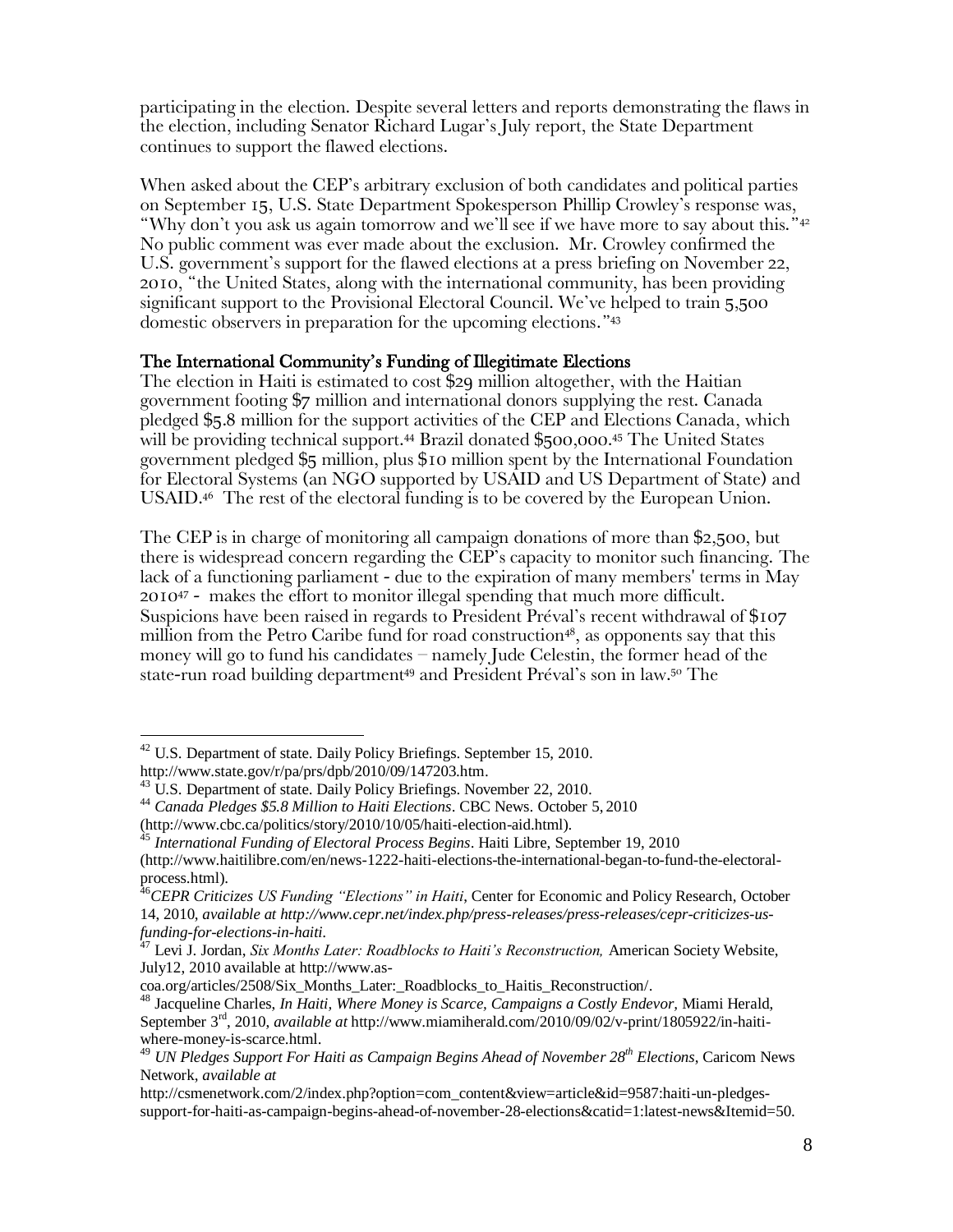participating in the election. Despite several letters and reports demonstrating the flaws in the election, including Senator Richard Lugar's July report, the State Department continues to support the flawed elections.

When asked about the CEP's arbitrary exclusion of both candidates and political parties on September 15, U.S. State Department Spokesperson Phillip Crowley's response was, "Why don't you ask us again tomorrow and we'll see if we have more to say about this."[42] No public comment was ever made about the exclusion. Mr. Crowley confirmed the U.S. government's support for the flawed elections at a press briefing on November 22, 2010, "the United States, along with the international community, has been providing significant support to the Provisional Electoral Council. We've helped to train 5,500 domestic observers in preparation for the upcoming elections."[43]

### The International Community's Funding of Illegitimate Elections

The election in Haiti is estimated to cost $29 million altogether, with the Haitian government footing $7 million and international donors supplying the rest. Canada pledged $5.8 million for the support activities of the CEP and Elections Canada, which will be providing technical support.[44] Brazil donated $500,000.[45] The United States government pledged $5 million, plus $10 million spent by the International Foundation for Electoral Systems (an NGO supported by USAID and US Department of State) and USAID.[46] The rest of the electoral funding is to be covered by the European Union.

The CEP is in charge of monitoring all campaign donations of more than $2,500, but there is widespread concern regarding the CEP's capacity to monitor such financing. The lack of a functioning parliament - due to the expiration of many members' terms in May 2010[47] - makes the effort to monitor illegal spending that much more difficult. Suspicions have been raised in regards to President Préval's recent withdrawal of $107 million from the Petro Caribe fund for road construction[48], as opponents say that this money will go to fund his candidates – namely Jude Celestin, the former head of the state-run road building department[49] and President Préval's son in law.[50] The

---

[42] U.S. Department of state. Daily Policy Briefings. September 15, 2010. http://www.state.gov/r/pa/prs/dpb/2010/09/147203.htm.

[43] U.S. Department of state. Daily Policy Briefings. November 22, 2010.

[44] *Canada Pledges $5.8 Million to Haiti Elections*. CBC News. October 5, 2010 (http://www.cbc.ca/politics/story/2010/10/05/haiti-election-aid.html).

[45] *International Funding of Electoral Process Begins*. Haiti Libre, September 19, 2010 (http://www.haitilibre.com/en/news-1222-haiti-elections-the-international-began-to-fund-the-electoral-process.html).

[46] *CEPR Criticizes US Funding "Elections" in Haiti*, Center for Economic and Policy Research, October 14, 2010, *available at http://www.cepr.net/index.php/press-releases/press-releases/cepr-criticizes-us-funding-for-elections-in-haiti*.

[47] Levi J. Jordan, *Six Months Later: Roadblocks to Haiti's Reconstruction,* American Society Website, July12, 2010 available at http://www.as-coa.org/articles/2508/Six_Months_Later:_Roadblocks_to_Haitis_Reconstruction/.

[48] Jacqueline Charles, *In Haiti, Where Money is Scarce, Campaigns a Costly Endevor,* Miami Herald, September 3rd, 2010, *available at* http://www.miamiherald.com/2010/09/02/v-print/1805922/in-haiti-where-money-is-scarce.html.

[49] *UN Pledges Support For Haiti as Campaign Begins Ahead of November 28th Elections,* Caricom News Network, *available at* http://csmenetwork.com/2/index.php?option=com_content&view=article&id=9587:haiti-un-pledges-support-for-haiti-as-campaign-begins-ahead-of-november-28-elections&catid=1:latest-news&Itemid=50.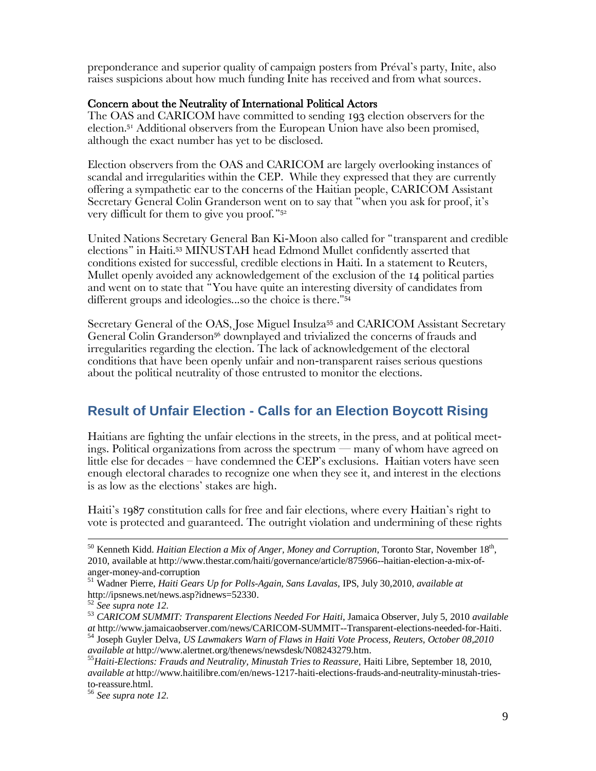preponderance and superior quality of campaign posters from Préval's party, Inite, also raises suspicions about how much funding Inite has received and from what sources.

**Concern about the Neutrality of International Political Actors**

The OAS and CARICOM have committed to sending 193 election observers for the election.[51] Additional observers from the European Union have also been promised, although the exact number has yet to be disclosed.

Election observers from the OAS and CARICOM are largely overlooking instances of scandal and irregularities within the CEP. While they expressed that they are currently offering a sympathetic ear to the concerns of the Haitian people, CARICOM Assistant Secretary General Colin Granderson went on to say that "when you ask for proof, it's very difficult for them to give you proof."[52]

United Nations Secretary General Ban Ki-Moon also called for "transparent and credible elections" in Haiti.[53] MINUSTAH head Edmond Mullet confidently asserted that conditions existed for successful, credible elections in Haiti. In a statement to Reuters, Mullet openly avoided any acknowledgement of the exclusion of the 14 political parties and went on to state that "You have quite an interesting diversity of candidates from different groups and ideologies...so the choice is there."[54]

Secretary General of the OAS, Jose Miguel Insulza[55] and CARICOM Assistant Secretary General Colin Granderson[56] downplayed and trivialized the concerns of frauds and irregularities regarding the election. The lack of acknowledgement of the electoral conditions that have been openly unfair and non-transparent raises serious questions about the political neutrality of those entrusted to monitor the elections.

## Result of Unfair Election - Calls for an Election Boycott Rising

Haitians are fighting the unfair elections in the streets, in the press, and at political meetings. Political organizations from across the spectrum — many of whom have agreed on little else for decades – have condemned the CEP's exclusions. Haitian voters have seen enough electoral charades to recognize one when they see it, and interest in the elections is as low as the elections' stakes are high.

Haiti's 1987 constitution calls for free and fair elections, where every Haitian's right to vote is protected and guaranteed. The outright violation and undermining of these rights

---

[50] Kenneth Kidd. *Haitian Election a Mix of Anger, Money and Corruption*, Toronto Star, November 18th, 2010, available at http://www.thestar.com/haiti/governance/article/875966--haitian-election-a-mix-of-anger-money-and-corruption

[51] Wadner Pierre, *Haiti Gears Up for Polls-Again, Sans Lavalas,* IPS, July 30,2010, *available at* http://ipsnews.net/news.asp?idnews=52330.

[52] *See supra note 12.*

[53] *CARICOM SUMMIT: Transparent Elections Needed For Haiti*, Jamaica Observer, July 5, 2010 *available at* http://www.jamaicaobserver.com/news/CARICOM-SUMMIT--Transparent-elections-needed-for-Haiti.

[54] Joseph Guyler Delva, *US Lawmakers Warn of Flaws in Haiti Vote Process, Reuters, October 08,2010 available at* http://www.alertnet.org/thenews/newsdesk/N08243279.htm.

[55] *Haiti-Elections: Frauds and Neutrality, Minustah Tries to Reassure,* Haiti Libre, September 18, 2010, *available at* http://www.haitilibre.com/en/news-1217-haiti-elections-frauds-and-neutrality-minustah-tries-to-reassure.html.

[56] *See supra note 12.*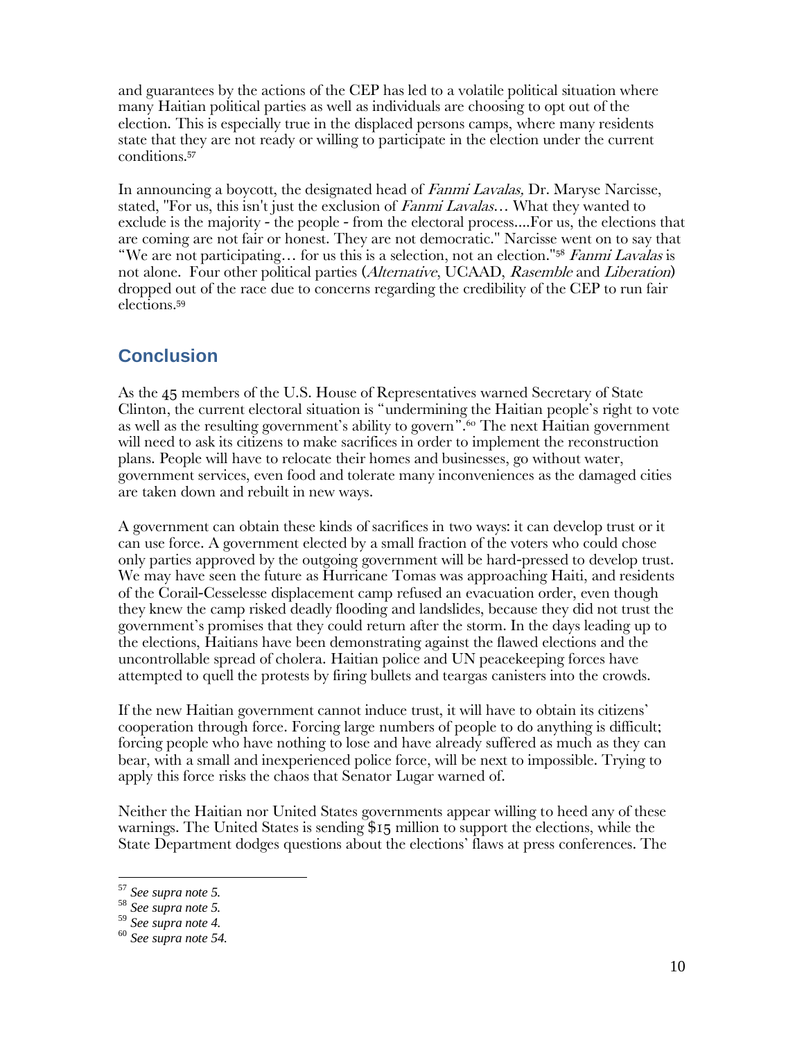and guarantees by the actions of the CEP has led to a volatile political situation where many Haitian political parties as well as individuals are choosing to opt out of the election. This is especially true in the displaced persons camps, where many residents state that they are not ready or willing to participate in the election under the current conditions.[57]

In announcing a boycott, the designated head of *Fanmi Lavalas*, Dr. Maryse Narcisse, stated, "For us, this isn't just the exclusion of *Fanmi Lavalas*… What they wanted to exclude is the majority - the people - from the electoral process....For us, the elections that are coming are not fair or honest. They are not democratic." Narcisse went on to say that "We are not participating… for us this is a selection, not an election."[58] *Fanmi Lavalas* is not alone. Four other political parties (*Alternative*, UCAAD, *Rasemble* and *Liberation*) dropped out of the race due to concerns regarding the credibility of the CEP to run fair elections.[59]

## Conclusion

As the 45 members of the U.S. House of Representatives warned Secretary of State Clinton, the current electoral situation is "undermining the Haitian people's right to vote as well as the resulting government's ability to govern".[60] The next Haitian government will need to ask its citizens to make sacrifices in order to implement the reconstruction plans. People will have to relocate their homes and businesses, go without water, government services, even food and tolerate many inconveniences as the damaged cities are taken down and rebuilt in new ways.

A government can obtain these kinds of sacrifices in two ways: it can develop trust or it can use force. A government elected by a small fraction of the voters who could chose only parties approved by the outgoing government will be hard-pressed to develop trust. We may have seen the future as Hurricane Tomas was approaching Haiti, and residents of the Corail-Cesselesse displacement camp refused an evacuation order, even though they knew the camp risked deadly flooding and landslides, because they did not trust the government's promises that they could return after the storm. In the days leading up to the elections, Haitians have been demonstrating against the flawed elections and the uncontrollable spread of cholera. Haitian police and UN peacekeeping forces have attempted to quell the protests by firing bullets and teargas canisters into the crowds.

If the new Haitian government cannot induce trust, it will have to obtain its citizens' cooperation through force. Forcing large numbers of people to do anything is difficult; forcing people who have nothing to lose and have already suffered as much as they can bear, with a small and inexperienced police force, will be next to impossible. Trying to apply this force risks the chaos that Senator Lugar warned of.

Neither the Haitian nor United States governments appear willing to heed any of these warnings. The United States is sending $15 million to support the elections, while the State Department dodges questions about the elections' flaws at press conferences. The

---

[57] *See supra note 5.*

[58] *See supra note 5.*

[59] *See supra note 4.*

[60] *See supra note 54.*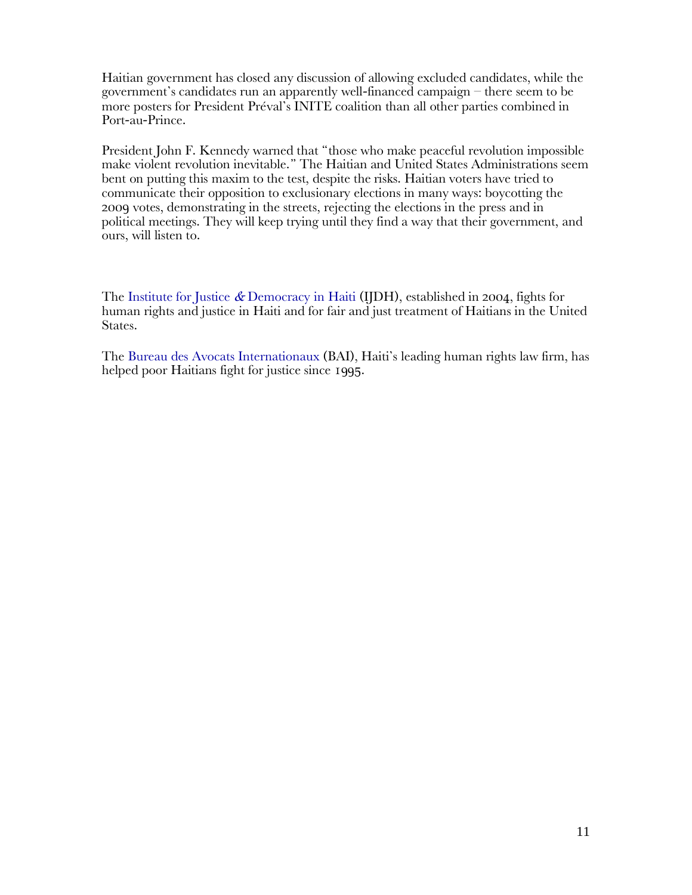Haitian government has closed any discussion of allowing excluded candidates, while the government's candidates run an apparently well-financed campaign – there seem to be more posters for President Préval's INITE coalition than all other parties combined in Port-au-Prince.

President John F. Kennedy warned that "those who make peaceful revolution impossible make violent revolution inevitable." The Haitian and United States Administrations seem bent on putting this maxim to the test, despite the risks. Haitian voters have tried to communicate their opposition to exclusionary elections in many ways: boycotting the 2009 votes, demonstrating in the streets, rejecting the elections in the press and in political meetings. They will keep trying until they find a way that their government, and ours, will listen to.

The Institute for Justice & Democracy in Haiti (IJDH), established in 2004, fights for human rights and justice in Haiti and for fair and just treatment of Haitians in the United States.

The Bureau des Avocats Internationaux (BAI), Haiti's leading human rights law firm, has helped poor Haitians fight for justice since 1995.